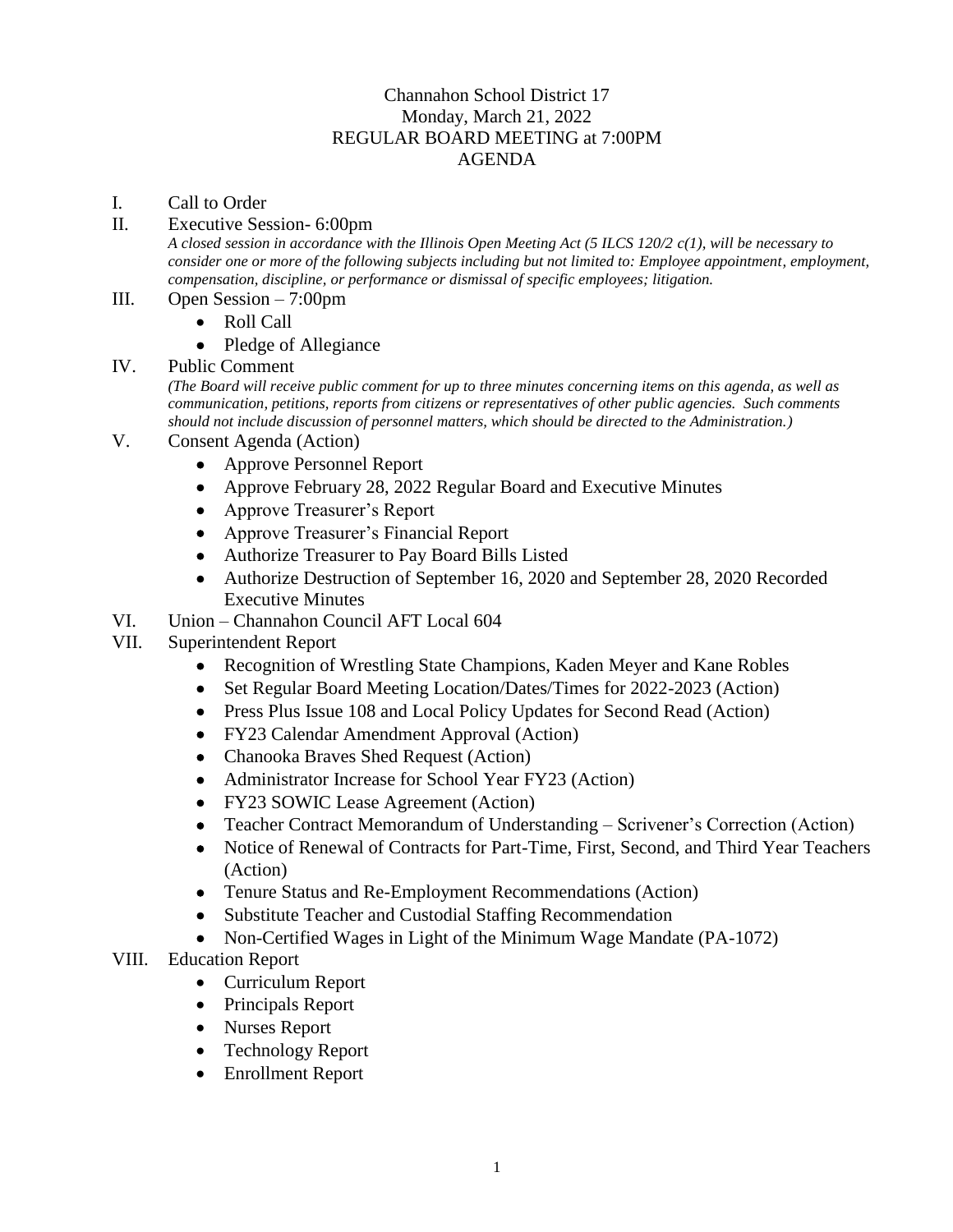# Channahon School District 17
## Monday, March 21, 2022
## REGULAR BOARD MEETING at 7:00PM
## AGENDA

I. Call to Order

II. Executive Session- 6:00pm

*A closed session in accordance with the Illinois Open Meeting Act (5 ILCS 120/2 c(1), will be necessary to consider one or more of the following subjects including but not limited to: Employee appointment, employment, compensation, discipline, or performance or dismissal of specific employees; litigation.*

III. Open Session – 7:00pm
- Roll Call
- Pledge of Allegiance

IV. Public Comment

*(The Board will receive public comment for up to three minutes concerning items on this agenda, as well as communication, petitions, reports from citizens or representatives of other public agencies. Such comments should not include discussion of personnel matters, which should be directed to the Administration.)*

V. Consent Agenda (Action)
- Approve Personnel Report
- Approve February 28, 2022 Regular Board and Executive Minutes
- Approve Treasurer's Report
- Approve Treasurer's Financial Report
- Authorize Treasurer to Pay Board Bills Listed
- Authorize Destruction of September 16, 2020 and September 28, 2020 Recorded Executive Minutes

VI. Union – Channahon Council AFT Local 604

VII. Superintendent Report
- Recognition of Wrestling State Champions, Kaden Meyer and Kane Robles
- Set Regular Board Meeting Location/Dates/Times for 2022-2023 (Action)
- Press Plus Issue 108 and Local Policy Updates for Second Read (Action)
- FY23 Calendar Amendment Approval (Action)
- Chanooka Braves Shed Request (Action)
- Administrator Increase for School Year FY23 (Action)
- FY23 SOWIC Lease Agreement (Action)
- Teacher Contract Memorandum of Understanding – Scrivener's Correction (Action)
- Notice of Renewal of Contracts for Part-Time, First, Second, and Third Year Teachers (Action)
- Tenure Status and Re-Employment Recommendations (Action)
- Substitute Teacher and Custodial Staffing Recommendation
- Non-Certified Wages in Light of the Minimum Wage Mandate (PA-1072)

VIII. Education Report
- Curriculum Report
- Principals Report
- Nurses Report
- Technology Report
- Enrollment Report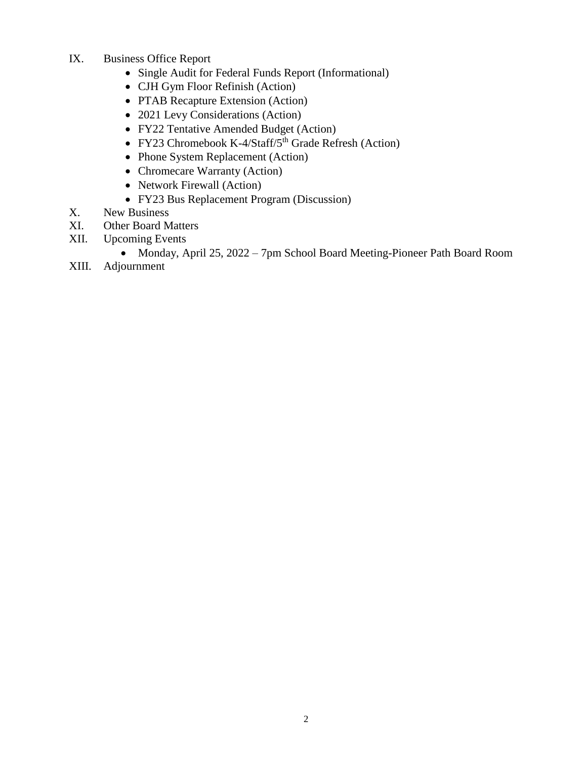IX. Business Office Report
  - Single Audit for Federal Funds Report (Informational)
  - CJH Gym Floor Refinish (Action)
  - PTAB Recapture Extension (Action)
  - 2021 Levy Considerations (Action)
  - FY22 Tentative Amended Budget (Action)
  - FY23 Chromebook K-4/Staff/5th Grade Refresh (Action)
  - Phone System Replacement (Action)
  - Chromecare Warranty (Action)
  - Network Firewall (Action)
  - FY23 Bus Replacement Program (Discussion)

X. New Business

XI. Other Board Matters

XII. Upcoming Events
  - Monday, April 25, 2022 – 7pm School Board Meeting-Pioneer Path Board Room

XIII. Adjournment